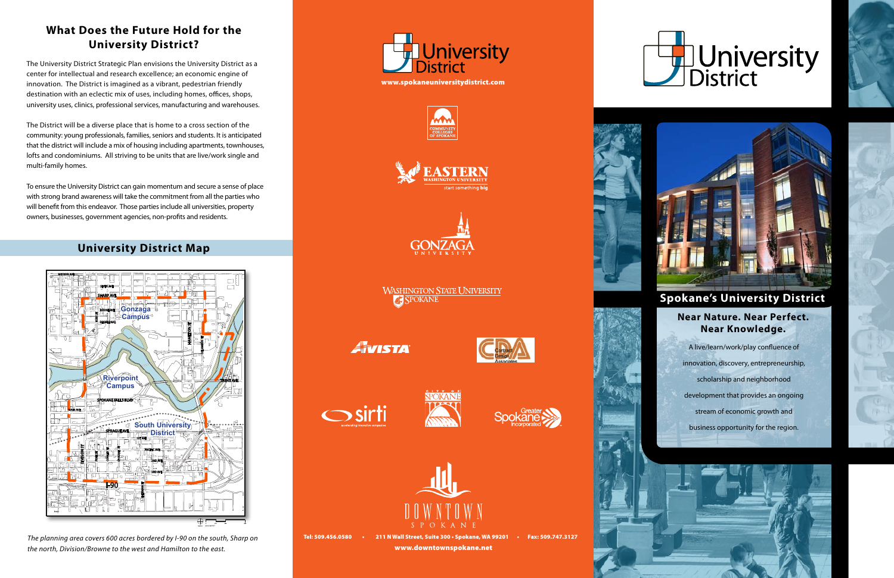## What Does the Future Hold for the University District?

The University District Strategic Plan envisions the University District as a center for intellectual and research excellence; an economic engine of innovation. The District is imagined as a vibrant, pedestrian friendly destination with an eclectic mix of uses, including homes, offices, shops, university uses, clinics, professional services, manufacturing and warehouses.

The District will be a diverse place that is home to a cross section of the community: young professionals, families, seniors and students. It is anticipated that the district will include a mix of housing including apartments, townhouses, lofts and condominiums. All striving to be units that are live/work single and multi-family homes.

To ensure the University District can gain momentum and secure a sense of place with strong brand awareness will take the commitment from all the parties who will benefit from this endeavor. Those parties include all universities, property owners, businesses, government agencies, non-profits and residents.

## University District Map

*The planning area covers 600 acres bordered by I-90 on the south, Sharp on the north, Division/Browne to the west and Hamilton to the east.*

University District

**www.spokaneuniversitydistrict.com**

Community Colleges of Spokane

Eastern Washington University — start something big

Gonzaga University

Washington State University Spokane

Avista

CDA Cortner Design Associates

sirti — accelerating innovative companies

City of Spokane

Greater Spokane Incorporated

Downtown Spokane

**Tel: 509.456.0580 • 211 N Wall Street, Suite 300 • Spokane, WA 99201 • Fax: 509.747.3127**

**www.downtownspokane.net**

# University District

## Spokane's University District

### Near Nature. Near Perfect. Near Knowledge.

A live/learn/work/play confluence of innovation, discovery, entrepreneurship, scholarship and neighborhood development that provides an ongoing stream of economic growth and business opportunity for the region.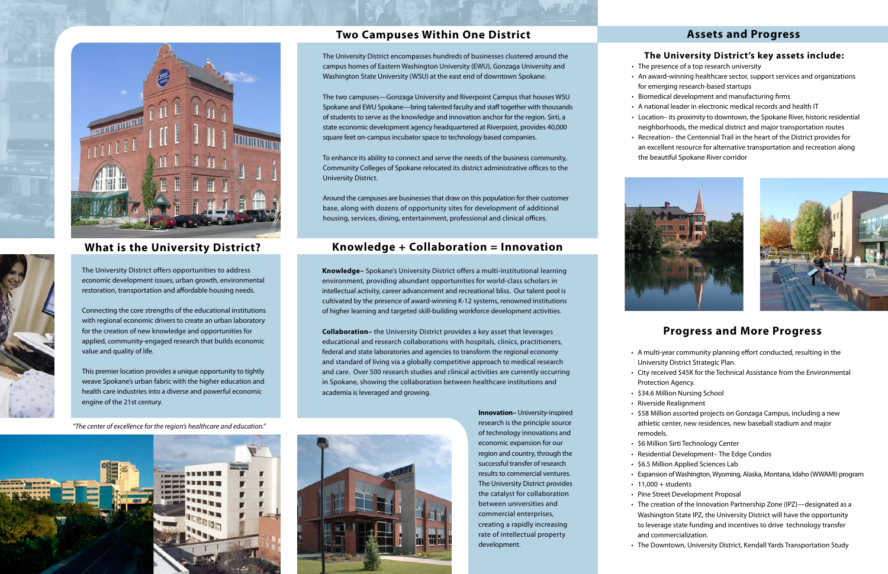## What is the University District?

The University District offers opportunities to address economic development issues, urban growth, environmental restoration, transportation and affordable housing needs.

Connecting the core strengths of the educational institutions with regional economic drivers to create an urban laboratory for the creation of new knowledge and opportunities for applied, community-engaged research that builds economic value and quality of life.

This premier location provides a unique opportunity to tightly weave Spokane's urban fabric with the higher education and health care industries into a diverse and powerful economic engine of the 21st century.

*"The center of excellence for the region's healthcare and education."*

## Two Campuses Within One District

The University District encompasses hundreds of businesses clustered around the campus homes of Eastern Washington University (EWU), Gonzaga University and Washington State University (WSU) at the east end of downtown Spokane.

The two campuses—Gonzaga University and Riverpoint Campus that houses WSU Spokane and EWU Spokane—bring talented faculty and staff together with thousands of students to serve as the knowledge and innovation anchor for the region. Sirti, a state economic development agency headquartered at Riverpoint, provides 40,000 square feet on-campus incubator space to technology based companies.

To enhance its ability to connect and serve the needs of the business community, Community Colleges of Spokane relocated its district administrative offices to the University District.

Around the campuses are businesses that draw on this population for their customer base, along with dozens of opportunity sites for development of additional housing, services, dining, entertainment, professional and clinical offices.

## Knowledge + Collaboration = Innovation

**Knowledge–** Spokane's University District offers a multi-institutional learning environment, providing abundant opportunities for world-class scholars in intellectual activity, career advancement and recreational bliss. Our talent pool is cultivated by the presence of award-winning K-12 systems, renowned institutions of higher learning and targeted skill-building workforce development activities.

**Collaboration–** the University District provides a key asset that leverages educational and research collaborations with hospitals, clinics, practitioners, federal and state laboratories and agencies to transform the regional economy and standard of living via a globally competitive approach to medical research and care. Over 500 research studies and clinical activities are currently occurring in Spokane, showing the collaboration between healthcare institutions and academia is leveraged and growing.

**Innovation–** University-inspired research is the principle source of technology innovations and economic expansion for our region and country, through the successful transfer of research results to commercial ventures. The University District provides the catalyst for collaboration between universities and commercial enterprises, creating a rapidly increasing rate of intellectual property development.

## Assets and Progress

### The University District's key assets include:

- The presence of a top research university
- An award-winning healthcare sector, support services and organizations for emerging research-based startups
- Biomedical development and manufacturing firms
- A national leader in electronic medical records and health IT
- Location– its proximity to downtown, the Spokane River, historic residential neighborhoods, the medical district and major transportation routes
- Recreation– the Centennial Trail in the heart of the District provides for an excellent resource for alternative transportation and recreation along the beautiful Spokane River corridor

## Progress and More Progress

- A multi-year community planning effort conducted, resulting in the University District Strategic Plan.
- City received $45K for the Technical Assistance from the Environmental Protection Agency.
- $34.6 Million Nursing School
- Riverside Realignment
- $58 Million assorted projects on Gonzaga Campus, including a new athletic center, new residences, new baseball stadium and major remodels.
- $6 Million Sirti Technology Center
- Residential Development– The Edge Condos
- $6.5 Million Applied Sciences Lab
- Expansion of Washington, Wyoming, Alaska, Montana, Idaho (WWAMI) program
- 11,000 + students
- Pine Street Development Proposal
- The creation of the Innovation Partnership Zone (IPZ)—designated as a Washington State IPZ, the University District will have the opportunity to leverage state funding and incentives to drive technology transfer and commercialization.
- The Downtown, University District, Kendall Yards Transportation Study